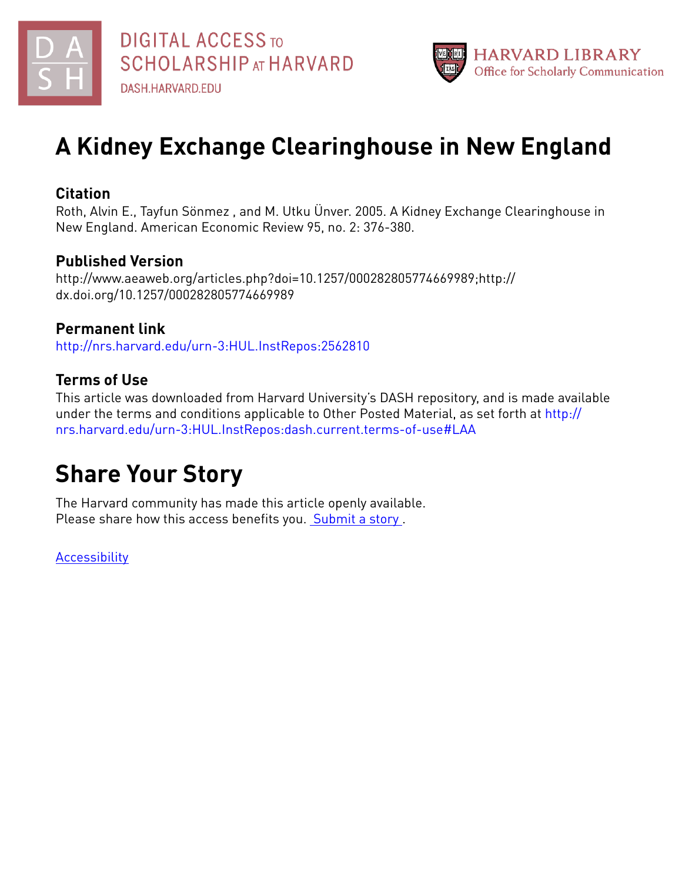# A Kidney Exchange Clearinghouse in New England

## Citation

Roth, Alvin E., Tayfun Sönmez , and M. Utku Ünver. 2005. A Kidney Exchange Clearinghouse in New England. American Economic Review 95, no. 2: 376-380.

## Published Version

http://www.aeaweb.org/articles.php?doi=10.1257/000282805774669989;http://dx.doi.org/10.1257/000282805774669989

## Permanent link

http://nrs.harvard.edu/urn-3:HUL.InstRepos:2562810

## Terms of Use

This article was downloaded from Harvard University's DASH repository, and is made available under the terms and conditions applicable to Other Posted Material, as set forth at http://nrs.harvard.edu/urn-3:HUL.InstRepos:dash.current.terms-of-use#LAA

# Share Your Story

The Harvard community has made this article openly available.
Please share how this access benefits you. Submit a story .

Accessibility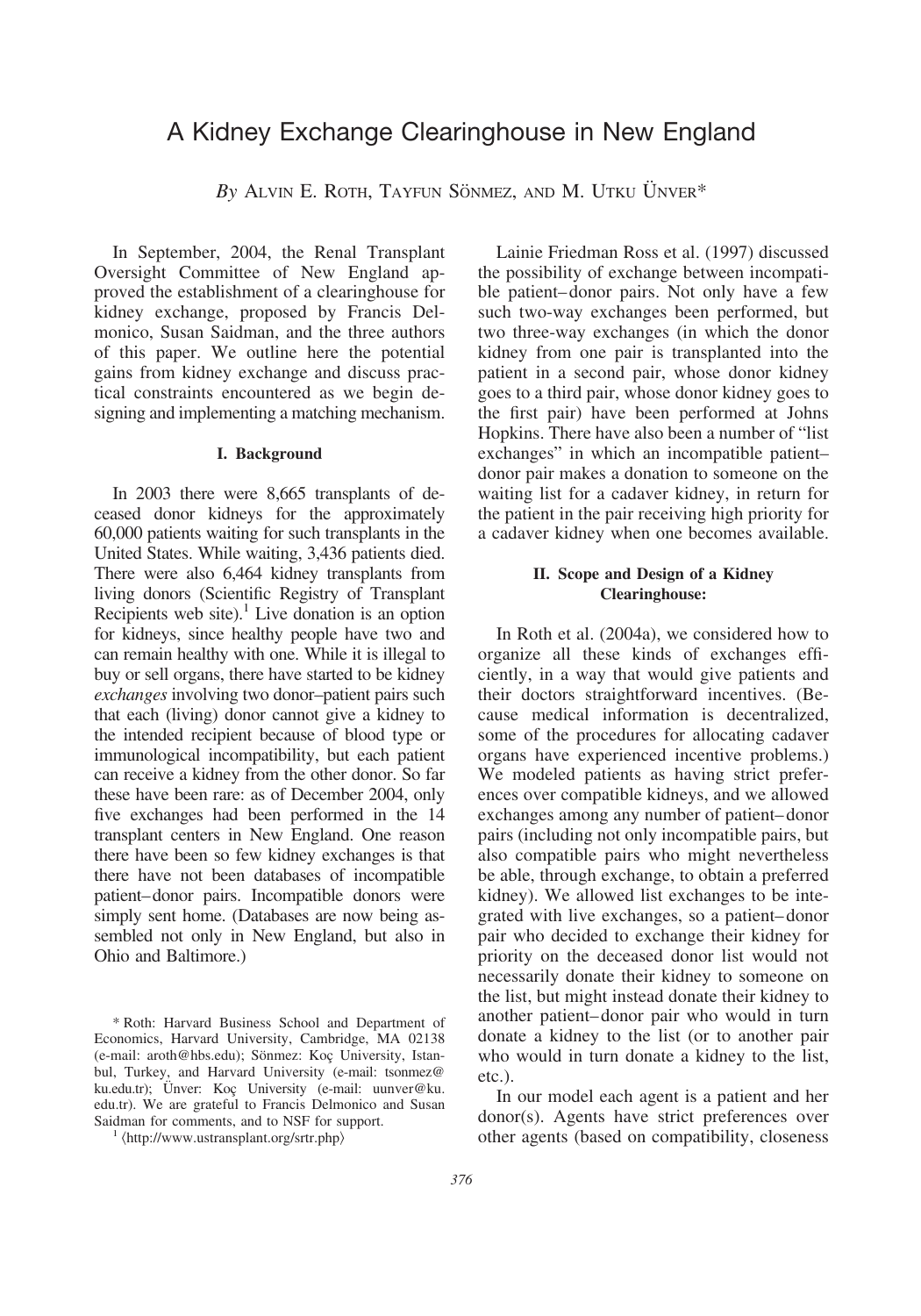# A Kidney Exchange Clearinghouse in New England

*By* Alvin E. Roth, Tayfun Sönmez, and M. Utku Ünver*

In September, 2004, the Renal Transplant Oversight Committee of New England approved the establishment of a clearinghouse for kidney exchange, proposed by Francis Delmonico, Susan Saidman, and the three authors of this paper. We outline here the potential gains from kidney exchange and discuss practical constraints encountered as we begin designing and implementing a matching mechanism.

## I. Background

In 2003 there were 8,665 transplants of deceased donor kidneys for the approximately 60,000 patients waiting for such transplants in the United States. While waiting, 3,436 patients died. There were also 6,464 kidney transplants from living donors (Scientific Registry of Transplant Recipients web site).[1] Live donation is an option for kidneys, since healthy people have two and can remain healthy with one. While it is illegal to buy or sell organs, there have started to be kidney *exchanges* involving two donor–patient pairs such that each (living) donor cannot give a kidney to the intended recipient because of blood type or immunological incompatibility, but each patient can receive a kidney from the other donor. So far these have been rare: as of December 2004, only five exchanges had been performed in the 14 transplant centers in New England. One reason there have been so few kidney exchanges is that there have not been databases of incompatible patient–donor pairs. Incompatible donors were simply sent home. (Databases are now being assembled not only in New England, but also in Ohio and Baltimore.)

Lainie Friedman Ross et al. (1997) discussed the possibility of exchange between incompatible patient–donor pairs. Not only have a few such two-way exchanges been performed, but two three-way exchanges (in which the donor kidney from one pair is transplanted into the patient in a second pair, whose donor kidney goes to a third pair, whose donor kidney goes to the first pair) have been performed at Johns Hopkins. There have also been a number of "list exchanges" in which an incompatible patient–donor pair makes a donation to someone on the waiting list for a cadaver kidney, in return for the patient in the pair receiving high priority for a cadaver kidney when one becomes available.

## II. Scope and Design of a Kidney Clearinghouse:

In Roth et al. (2004a), we considered how to organize all these kinds of exchanges efficiently, in a way that would give patients and their doctors straightforward incentives. (Because medical information is decentralized, some of the procedures for allocating cadaver organs have experienced incentive problems.) We modeled patients as having strict preferences over compatible kidneys, and we allowed exchanges among any number of patient–donor pairs (including not only incompatible pairs, but also compatible pairs who might nevertheless be able, through exchange, to obtain a preferred kidney). We allowed list exchanges to be integrated with live exchanges, so a patient–donor pair who decided to exchange their kidney for priority on the deceased donor list would not necessarily donate their kidney to someone on the list, but might instead donate their kidney to another patient–donor pair who would in turn donate a kidney to the list (or to another pair who would in turn donate a kidney to the list, etc.).

In our model each agent is a patient and her donor(s). Agents have strict preferences over other agents (based on compatibility, closeness

\* Roth: Harvard Business School and Department of Economics, Harvard University, Cambridge, MA 02138 (e-mail: aroth@hbs.edu); Sönmez: Koç University, Istanbul, Turkey, and Harvard University (e-mail: tsonmez@ku.edu.tr); Ünver: Koç University (e-mail: uunver@ku.edu.tr). We are grateful to Francis Delmonico and Susan Saidman for comments, and to NSF for support.

[1] ⟨http://www.ustransplant.org/srtr.php⟩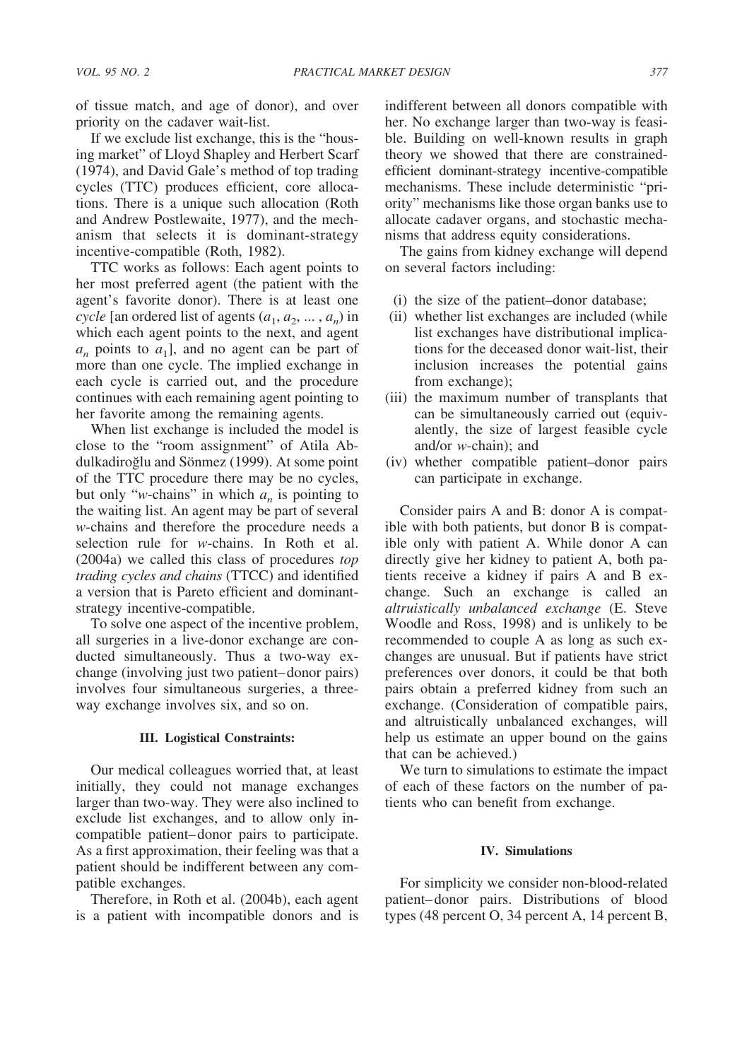of tissue match, and age of donor), and over priority on the cadaver wait-list.

If we exclude list exchange, this is the "housing market" of Lloyd Shapley and Herbert Scarf (1974), and David Gale's method of top trading cycles (TTC) produces efficient, core allocations. There is a unique such allocation (Roth and Andrew Postlewaite, 1977), and the mechanism that selects it is dominant-strategy incentive-compatible (Roth, 1982).

TTC works as follows: Each agent points to her most preferred agent (the patient with the agent's favorite donor). There is at least one *cycle* [an ordered list of agents $(a_1, a_2, \ldots, a_n)$ in which each agent points to the next, and agent $a_n$ points to $a_1$], and no agent can be part of more than one cycle. The implied exchange in each cycle is carried out, and the procedure continues with each remaining agent pointing to her favorite among the remaining agents.

When list exchange is included the model is close to the "room assignment" of Atila Abdulkadiroğlu and Sönmez (1999). At some point of the TTC procedure there may be no cycles, but only "*w*-chains" in which $a_n$ is pointing to the waiting list. An agent may be part of several *w*-chains and therefore the procedure needs a selection rule for *w*-chains. In Roth et al. (2004a) we called this class of procedures *top trading cycles and chains* (TTCC) and identified a version that is Pareto efficient and dominant-strategy incentive-compatible.

To solve one aspect of the incentive problem, all surgeries in a live-donor exchange are conducted simultaneously. Thus a two-way exchange (involving just two patient–donor pairs) involves four simultaneous surgeries, a three-way exchange involves six, and so on.

### III. Logistical Constraints:

Our medical colleagues worried that, at least initially, they could not manage exchanges larger than two-way. They were also inclined to exclude list exchanges, and to allow only incompatible patient–donor pairs to participate. As a first approximation, their feeling was that a patient should be indifferent between any compatible exchanges.

Therefore, in Roth et al. (2004b), each agent is a patient with incompatible donors and is indifferent between all donors compatible with her. No exchange larger than two-way is feasible. Building on well-known results in graph theory we showed that there are constrained-efficient dominant-strategy incentive-compatible mechanisms. These include deterministic "priority" mechanisms like those organ banks use to allocate cadaver organs, and stochastic mechanisms that address equity considerations.

The gains from kidney exchange will depend on several factors including:

(i) the size of the patient–donor database;
(ii) whether list exchanges are included (while list exchanges have distributional implications for the deceased donor wait-list, their inclusion increases the potential gains from exchange);
(iii) the maximum number of transplants that can be simultaneously carried out (equivalently, the size of largest feasible cycle and/or *w*-chain); and
(iv) whether compatible patient–donor pairs can participate in exchange.

Consider pairs A and B: donor A is compatible with both patients, but donor B is compatible only with patient A. While donor A can directly give her kidney to patient A, both patients receive a kidney if pairs A and B exchange. Such an exchange is called an *altruistically unbalanced exchange* (E. Steve Woodle and Ross, 1998) and is unlikely to be recommended to couple A as long as such exchanges are unusual. But if patients have strict preferences over donors, it could be that both pairs obtain a preferred kidney from such an exchange. (Consideration of compatible pairs, and altruistically unbalanced exchanges, will help us estimate an upper bound on the gains that can be achieved.)

We turn to simulations to estimate the impact of each of these factors on the number of patients who can benefit from exchange.

### IV. Simulations

For simplicity we consider non-blood-related patient–donor pairs. Distributions of blood types (48 percent O, 34 percent A, 14 percent B,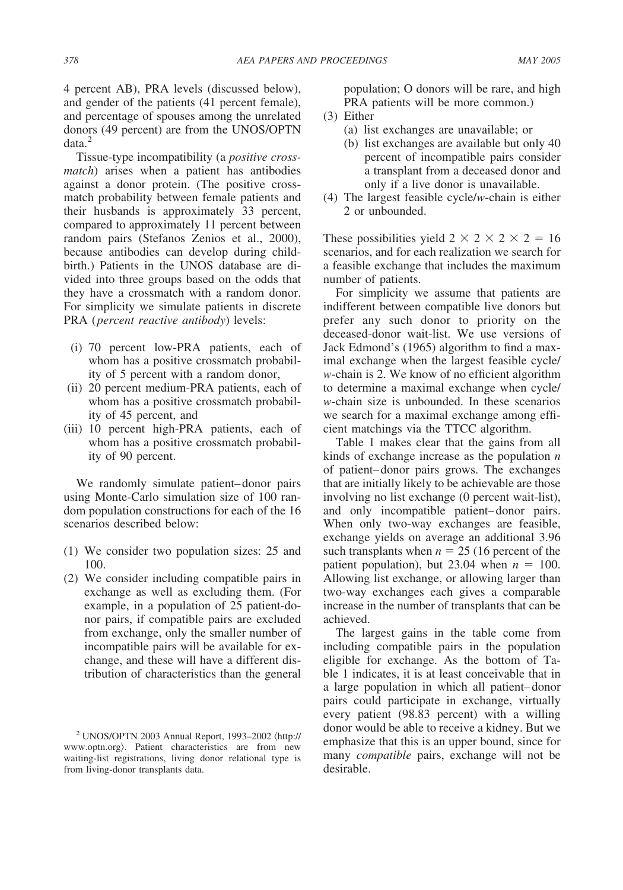4 percent AB), PRA levels (discussed below), and gender of the patients (41 percent female), and percentage of spouses among the unrelated donors (49 percent) are from the UNOS/OPTN data.[2]

Tissue-type incompatibility (a *positive crossmatch*) arises when a patient has antibodies against a donor protein. (The positive crossmatch probability between female patients and their husbands is approximately 33 percent, compared to approximately 11 percent between random pairs (Stefanos Zenios et al., 2000), because antibodies can develop during childbirth.) Patients in the UNOS database are divided into three groups based on the odds that they have a crossmatch with a random donor. For simplicity we simulate patients in discrete PRA (*percent reactive antibody*) levels:

- (i) 70 percent low-PRA patients, each of whom has a positive crossmatch probability of 5 percent with a random donor,
- (ii) 20 percent medium-PRA patients, each of whom has a positive crossmatch probability of 45 percent, and
- (iii) 10 percent high-PRA patients, each of whom has a positive crossmatch probability of 90 percent.

We randomly simulate patient–donor pairs using Monte-Carlo simulation size of 100 random population constructions for each of the 16 scenarios described below:

1. We consider two population sizes: 25 and 100.
2. We consider including compatible pairs in exchange as well as excluding them. (For example, in a population of 25 patient-donor pairs, if compatible pairs are excluded from exchange, only the smaller number of incompatible pairs will be available for exchange, and these will have a different distribution of characteristics than the general population; O donors will be rare, and high PRA patients will be more common.)
3. Either
   - (a) list exchanges are unavailable; or
   - (b) list exchanges are available but only 40 percent of incompatible pairs consider a transplant from a deceased donor and only if a live donor is unavailable.
4. The largest feasible cycle/*w*-chain is either 2 or unbounded.

These possibilities yield $2 \times 2 \times 2 \times 2 = 16$ scenarios, and for each realization we search for a feasible exchange that includes the maximum number of patients.

For simplicity we assume that patients are indifferent between compatible live donors but prefer any such donor to priority on the deceased-donor wait-list. We use versions of Jack Edmond's (1965) algorithm to find a maximal exchange when the largest feasible cycle/*w*-chain is 2. We know of no efficient algorithm to determine a maximal exchange when cycle/*w*-chain size is unbounded. In these scenarios we search for a maximal exchange among efficient matchings via the TTCC algorithm.

Table 1 makes clear that the gains from all kinds of exchange increase as the population $n$ of patient–donor pairs grows. The exchanges that are initially likely to be achievable are those involving no list exchange (0 percent wait-list), and only incompatible patient–donor pairs. When only two-way exchanges are feasible, exchange yields on average an additional 3.96 such transplants when $n = 25$ (16 percent of the patient population), but 23.04 when $n = 100$. Allowing list exchange, or allowing larger than two-way exchanges each gives a comparable increase in the number of transplants that can be achieved.

The largest gains in the table come from including compatible pairs in the population eligible for exchange. As the bottom of Table 1 indicates, it is at least conceivable that in a large population in which all patient–donor pairs could participate in exchange, virtually every patient (98.83 percent) with a willing donor would be able to receive a kidney. But we emphasize that this is an upper bound, since for many *compatible* pairs, exchange will not be desirable.

[2] UNOS/OPTN 2003 Annual Report, 1993–2002 ⟨http://www.optn.org⟩. Patient characteristics are from new waiting-list registrations, living donor relational type is from living-donor transplants data.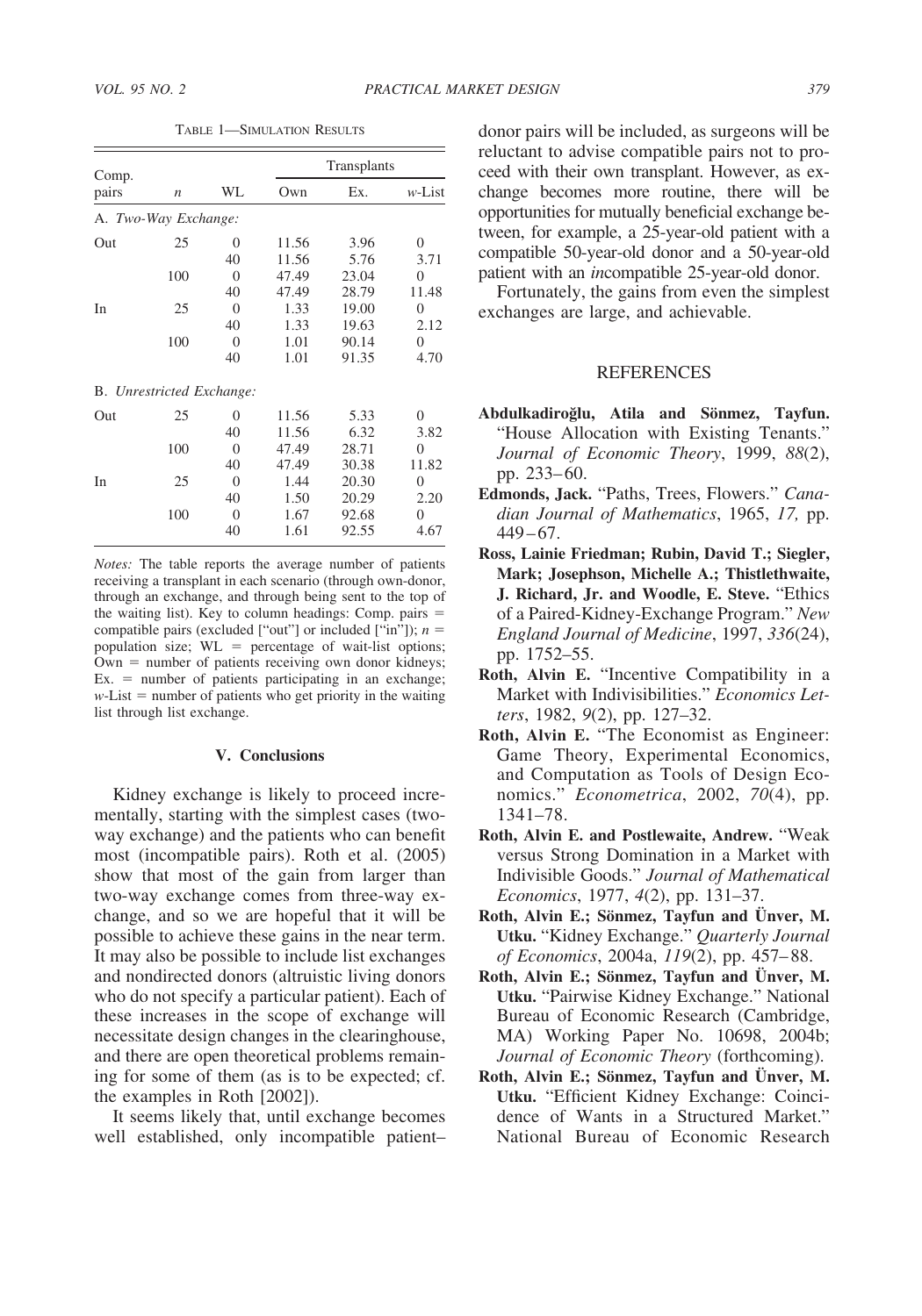TABLE 1—SIMULATION RESULTS

| Comp. pairs | $n$ | WL | Transplants | | |
|---|---|---|---|---|---|
| | | | Own | Ex. | $w$-List |
| A. *Two-Way Exchange:* | | | | | |
| Out | 25 | 0 | 11.56 | 3.96 | 0 |
| | | 40 | 11.56 | 5.76 | 3.71 |
| | 100 | 0 | 47.49 | 23.04 | 0 |
| | | 40 | 47.49 | 28.79 | 11.48 |
| In | 25 | 0 | 1.33 | 19.00 | 0 |
| | | 40 | 1.33 | 19.63 | 2.12 |
| | 100 | 0 | 1.01 | 90.14 | 0 |
| | | 40 | 1.01 | 91.35 | 4.70 |
| B. *Unrestricted Exchange:* | | | | | |
| Out | 25 | 0 | 11.56 | 5.33 | 0 |
| | | 40 | 11.56 | 6.32 | 3.82 |
| | 100 | 0 | 47.49 | 28.71 | 0 |
| | | 40 | 47.49 | 30.38 | 11.82 |
| In | 25 | 0 | 1.44 | 20.30 | 0 |
| | | 40 | 1.50 | 20.29 | 2.20 |
| | 100 | 0 | 1.67 | 92.68 | 0 |
| | | 40 | 1.61 | 92.55 | 4.67 |

*Notes:* The table reports the average number of patients receiving a transplant in each scenario (through own-donor, through an exchange, and through being sent to the top of the waiting list). Key to column headings: Comp. pairs = compatible pairs (excluded ["out"] or included ["in"]); $n$ = population size; WL = percentage of wait-list options; Own = number of patients receiving own donor kidneys; Ex. = number of patients participating in an exchange; $w$-List = number of patients who get priority in the waiting list through list exchange.

## V. Conclusions

Kidney exchange is likely to proceed incrementally, starting with the simplest cases (two-way exchange) and the patients who can benefit most (incompatible pairs). Roth et al. (2005) show that most of the gain from larger than two-way exchange comes from three-way exchange, and so we are hopeful that it will be possible to achieve these gains in the near term. It may also be possible to include list exchanges and nondirected donors (altruistic living donors who do not specify a particular patient). Each of these increases in the scope of exchange will necessitate design changes in the clearinghouse, and there are open theoretical problems remaining for some of them (as is to be expected; cf. the examples in Roth [2002]).

It seems likely that, until exchange becomes well established, only incompatible patient–donor pairs will be included, as surgeons will be reluctant to advise compatible pairs not to proceed with their own transplant. However, as exchange becomes more routine, there will be opportunities for mutually beneficial exchange between, for example, a 25-year-old patient with a compatible 50-year-old donor and a 50-year-old patient with an *in*compatible 25-year-old donor.

Fortunately, the gains from even the simplest exchanges are large, and achievable.

## REFERENCES

**Abdulkadiroğlu, Atila and Sönmez, Tayfun.** "House Allocation with Existing Tenants." *Journal of Economic Theory*, 1999, *88*(2), pp. 233–60.

**Edmonds, Jack.** "Paths, Trees, Flowers." *Canadian Journal of Mathematics*, 1965, *17,* pp. 449–67.

**Ross, Lainie Friedman; Rubin, David T.; Siegler, Mark; Josephson, Michelle A.; Thistlethwaite, J. Richard, Jr. and Woodle, E. Steve.** "Ethics of a Paired-Kidney-Exchange Program." *New England Journal of Medicine*, 1997, *336*(24), pp. 1752–55.

**Roth, Alvin E.** "Incentive Compatibility in a Market with Indivisibilities." *Economics Letters*, 1982, *9*(2), pp. 127–32.

**Roth, Alvin E.** "The Economist as Engineer: Game Theory, Experimental Economics, and Computation as Tools of Design Economics." *Econometrica*, 2002, *70*(4), pp. 1341–78.

**Roth, Alvin E. and Postlewaite, Andrew.** "Weak versus Strong Domination in a Market with Indivisible Goods." *Journal of Mathematical Economics*, 1977, *4*(2), pp. 131–37.

**Roth, Alvin E.; Sönmez, Tayfun and Ünver, M. Utku.** "Kidney Exchange." *Quarterly Journal of Economics*, 2004a, *119*(2), pp. 457–88.

**Roth, Alvin E.; Sönmez, Tayfun and Ünver, M. Utku.** "Pairwise Kidney Exchange." National Bureau of Economic Research (Cambridge, MA) Working Paper No. 10698, 2004b; *Journal of Economic Theory* (forthcoming).

**Roth, Alvin E.; Sönmez, Tayfun and Ünver, M. Utku.** "Efficient Kidney Exchange: Coincidence of Wants in a Structured Market." National Bureau of Economic Research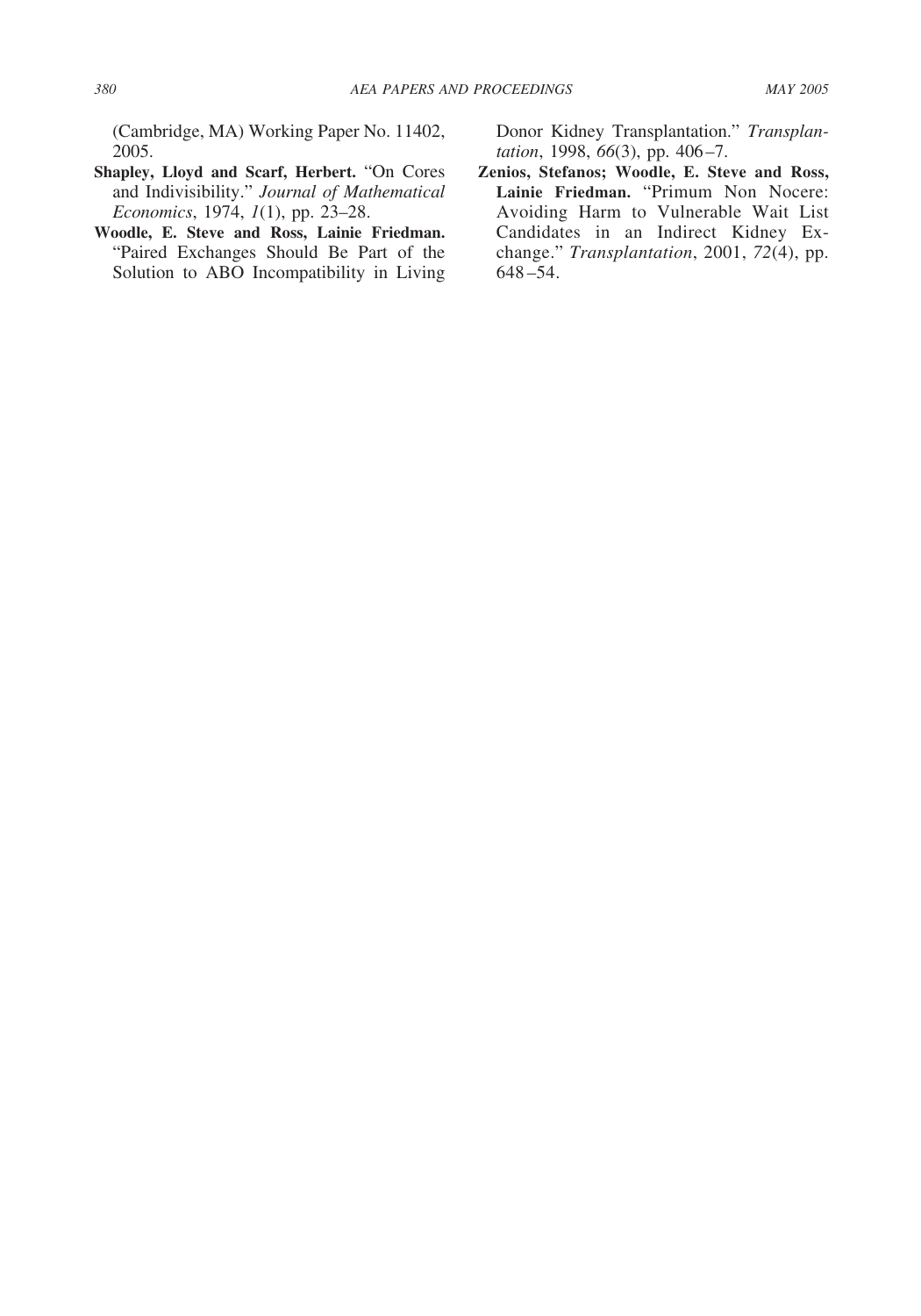(Cambridge, MA) Working Paper No. 11402, 2005.

**Shapley, Lloyd and Scarf, Herbert.** "On Cores and Indivisibility." *Journal of Mathematical Economics*, 1974, *1*(1), pp. 23–28.

**Woodle, E. Steve and Ross, Lainie Friedman.** "Paired Exchanges Should Be Part of the Solution to ABO Incompatibility in Living Donor Kidney Transplantation." *Transplantation*, 1998, *66*(3), pp. 406–7.

**Zenios, Stefanos; Woodle, E. Steve and Ross, Lainie Friedman.** "Primum Non Nocere: Avoiding Harm to Vulnerable Wait List Candidates in an Indirect Kidney Exchange." *Transplantation*, 2001, *72*(4), pp. 648–54.